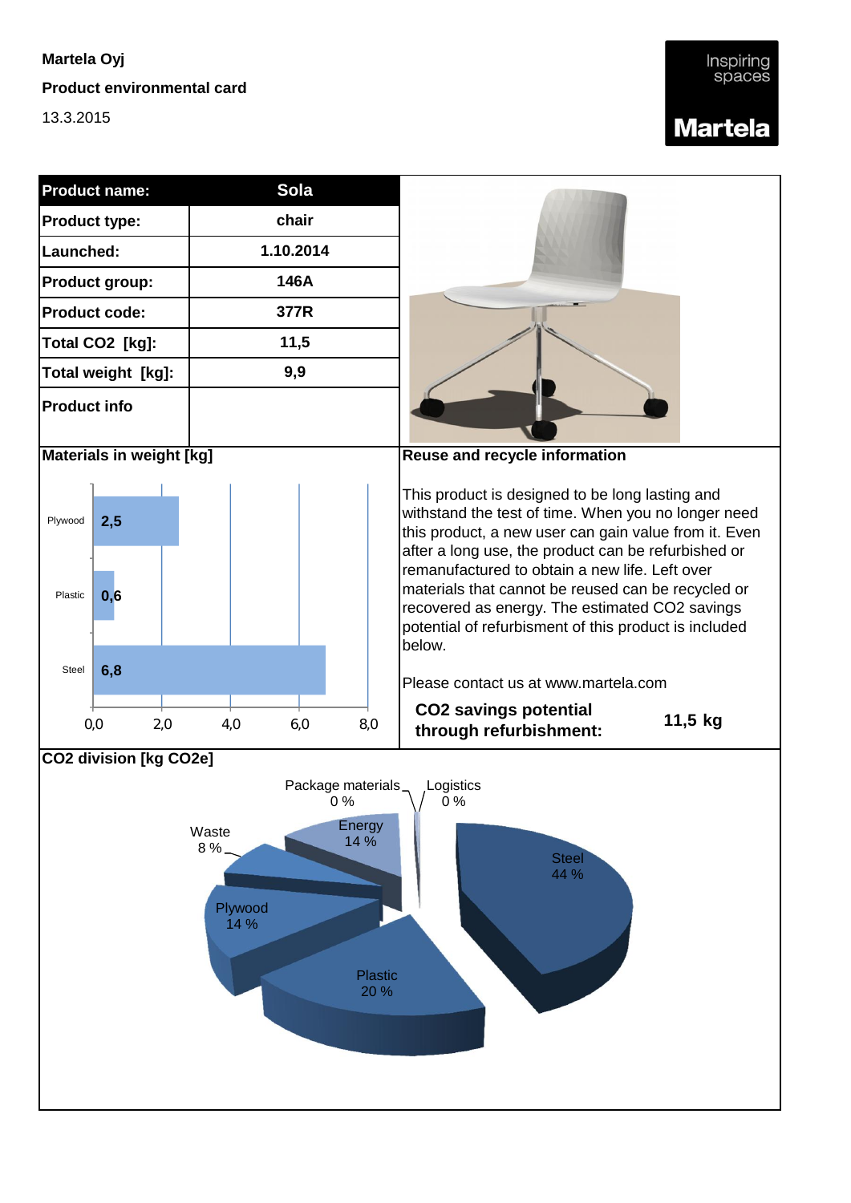**Martela Oyj**

**Product environmental card**

13.3.2015

Inspiring spaces

**Martela**

| **Product name:** | **Sola** |
|---|---|
| **Product type:** | chair |
| **Launched:** | 1.10.2014 |
| **Product group:** | 146A |
| **Product code:** | 377R |
| **Total CO2 [kg]:** | 11,5 |
| **Total weight [kg]:** | 9,9 |
| **Product info** | |

**Materials in weight [kg]**

| Material | Weight [kg] |
|---|---|
| Plywood | 2,5 |
| Plastic | 0,6 |
| Steel | 6,8 |

**Reuse and recycle information**

This product is designed to be long lasting and withstand the test of time. When you no longer need this product, a new user can gain value from it. Even after a long use, the product can be refurbished or remanufactured to obtain a new life. Left over materials that cannot be reused can be recycled or recovered as energy. The estimated CO2 savings potential of refurbishment of this product is included below.

Please contact us at www.martela.com

**CO2 savings potential through refurbishment:** **11,5 kg**

**CO2 division [kg CO2e]**

| Category | Share |
|---|---|
| Steel | 44 % |
| Plastic | 20 % |
| Plywood | 14 % |
| Energy | 14 % |
| Waste | 8 % |
| Package materials | 0 % |
| Logistics | 0 % |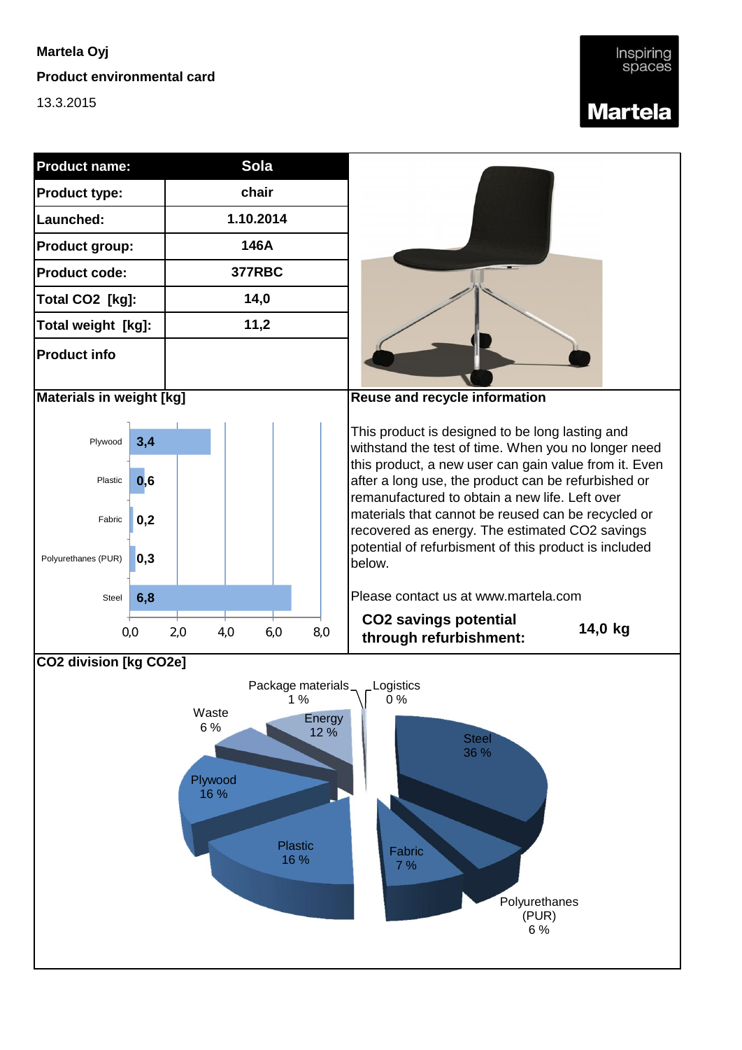**Martela Oyj**

**Product environmental card**

13.3.2015

Inspiring spaces

**Martela**

| **Product name:** | **Sola** |
|---|---|
| **Product type:** | chair |
| **Launched:** | 1.10.2014 |
| **Product group:** | 146A |
| **Product code:** | 377RBC |
| **Total CO2 [kg]:** | 14,0 |
| **Total weight [kg]:** | 11,2 |
| **Product info** | |

**Materials in weight [kg]**

| Material | Weight [kg] |
|---|---|
| Plywood | 3,4 |
| Plastic | 0,6 |
| Fabric | 0,2 |
| Polyurethanes (PUR) | 0,3 |
| Steel | 6,8 |

**Reuse and recycle information**

This product is designed to be long lasting and withstand the test of time. When you no longer need this product, a new user can gain value from it. Even after a long use, the product can be refurbished or remanufactured to obtain a new life. Left over materials that cannot be reused can be recycled or recovered as energy. The estimated CO2 savings potential of refurbishment of this product is included below.

Please contact us at www.martela.com

**CO2 savings potential through refurbishment:** **14,0 kg**

**CO2 division [kg CO2e]**

| Category | Share |
|---|---|
| Steel | 36 % |
| Polyurethanes (PUR) | 6 % |
| Fabric | 7 % |
| Plastic | 16 % |
| Plywood | 16 % |
| Waste | 6 % |
| Energy | 12 % |
| Package materials | 1 % |
| Logistics | 0 % |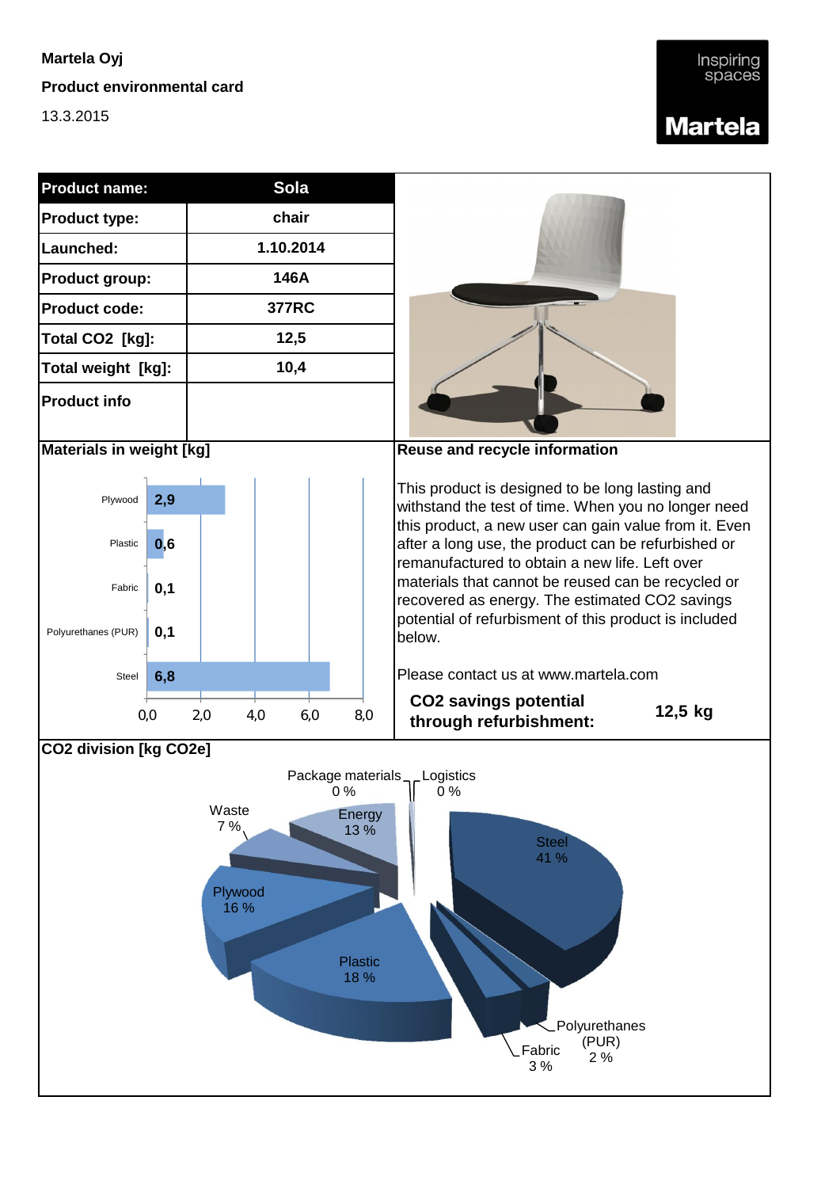**Martela Oyj**

**Product environmental card**

13.3.2015

Inspiring spaces

**Martela**

| **Product name:** | **Sola** |
|---|---|
| **Product type:** | chair |
| **Launched:** | 1.10.2014 |
| **Product group:** | 146A |
| **Product code:** | 377RC |
| **Total CO2 [kg]:** | 12,5 |
| **Total weight [kg]:** | 10,4 |
| **Product info** | |

**Materials in weight [kg]**

| Material | Weight [kg] |
|---|---|
| Plywood | 2,9 |
| Plastic | 0,6 |
| Fabric | 0,1 |
| Polyurethanes (PUR) | 0,1 |
| Steel | 6,8 |

**Reuse and recycle information**

This product is designed to be long lasting and withstand the test of time. When you no longer need this product, a new user can gain value from it. Even after a long use, the product can be refurbished or remanufactured to obtain a new life. Left over materials that cannot be reused can be recycled or recovered as energy. The estimated CO2 savings potential of refurbishment of this product is included below.

Please contact us at www.martela.com

**CO2 savings potential through refurbishment:** **12,5 kg**

**CO2 division [kg CO2e]**

| Category | Share |
|---|---|
| Steel | 41 % |
| Plastic | 18 % |
| Plywood | 16 % |
| Energy | 13 % |
| Waste | 7 % |
| Fabric | 3 % |
| Polyurethanes (PUR) | 2 % |
| Package materials | 0 % |
| Logistics | 0 % |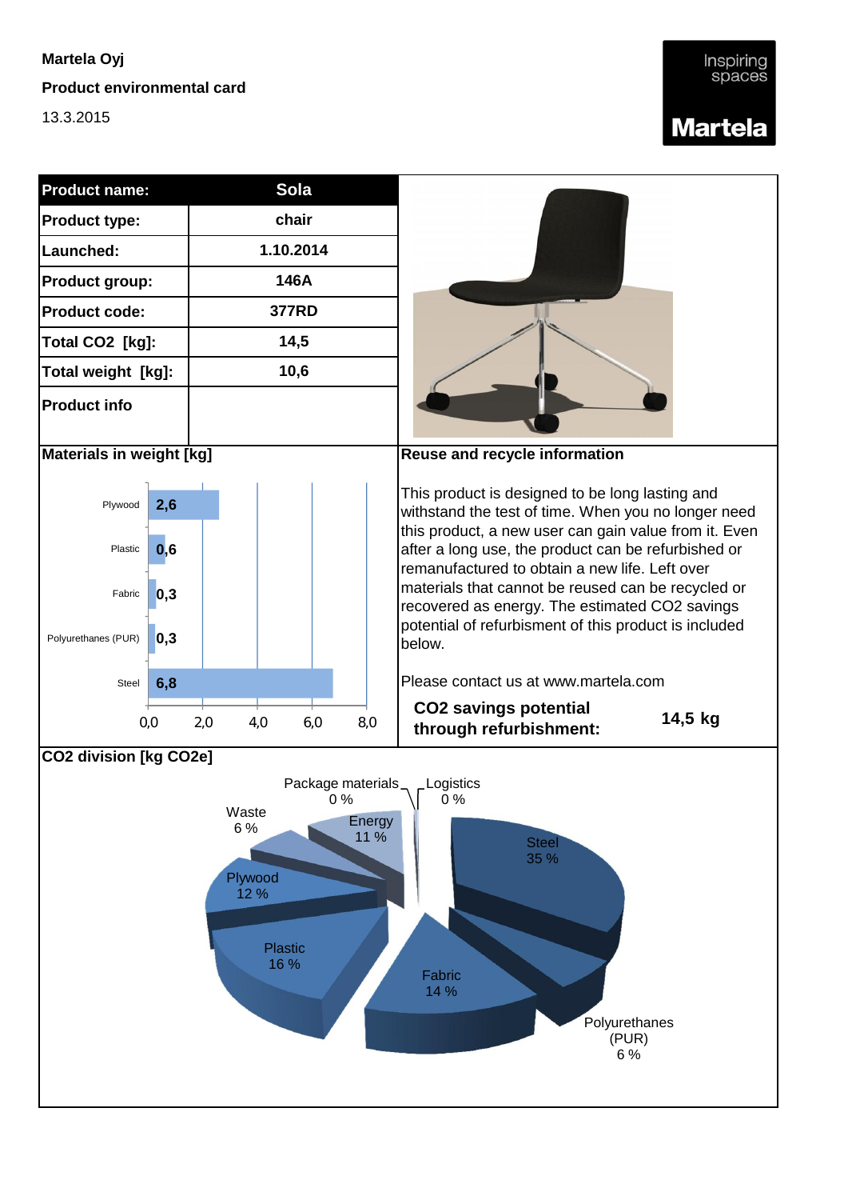**Martela Oyj**

**Product environmental card**

13.3.2015

Inspiring spaces

**Martela**

| **Product name:** | **Sola** |
|---|---|
| **Product type:** | **chair** |
| **Launched:** | **1.10.2014** |
| **Product group:** | **146A** |
| **Product code:** | **377RD** |
| **Total CO2 [kg]:** | **14,5** |
| **Total weight [kg]:** | **10,6** |
| **Product info** | |

**Materials in weight [kg]**

| Material | Weight [kg] |
|---|---|
| Plywood | 2,6 |
| Plastic | 0,6 |
| Fabric | 0,3 |
| Polyurethanes (PUR) | 0,3 |
| Steel | 6,8 |

**Reuse and recycle information**

This product is designed to be long lasting and withstand the test of time. When you no longer need this product, a new user can gain value from it. Even after a long use, the product can be refurbished or remanufactured to obtain a new life. Left over materials that cannot be reused can be recycled or recovered as energy. The estimated CO2 savings potential of refurbishment of this product is included below.

Please contact us at www.martela.com

**CO2 savings potential through refurbishment:** **14,5 kg**

**CO2 division [kg CO2e]**

| Category | Share |
|---|---|
| Steel | 35 % |
| Polyurethanes (PUR) | 6 % |
| Fabric | 14 % |
| Plastic | 16 % |
| Plywood | 12 % |
| Waste | 6 % |
| Energy | 11 % |
| Package materials | 0 % |
| Logistics | 0 % |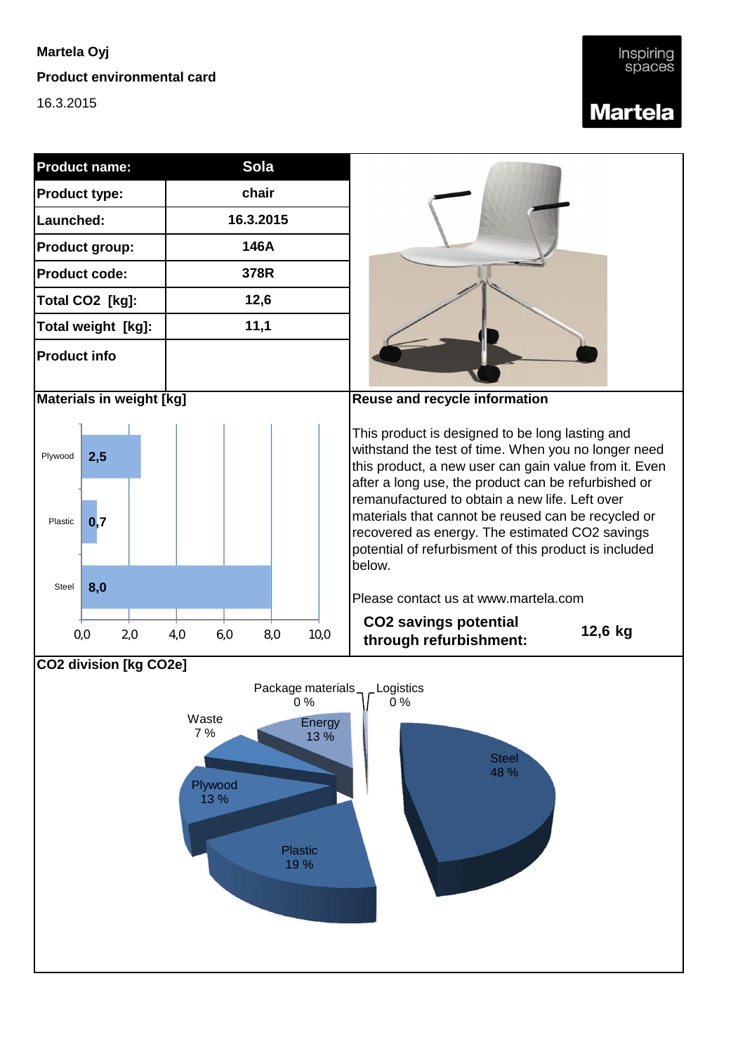**Martela Oyj**

**Product environmental card**

16.3.2015

Inspiring spaces

**Martela**

| Product name: | Sola |
|---|---|
| Product type: | chair |
| Launched: | 16.3.2015 |
| Product group: | 146A |
| Product code: | 378R |
| Total CO2 [kg]: | 12,6 |
| Total weight [kg]: | 11,1 |
| Product info | |

**Materials in weight [kg]**

| Material | Weight [kg] |
|---|---|
| Plywood | 2,5 |
| Plastic | 0,7 |
| Steel | 8,0 |

**Reuse and recycle information**

This product is designed to be long lasting and withstand the test of time. When you no longer need this product, a new user can gain value from it. Even after a long use, the product can be refurbished or remanufactured to obtain a new life. Left over materials that cannot be reused can be recycled or recovered as energy. The estimated CO2 savings potential of refurbisment of this product is included below.

Please contact us at www.martela.com

**CO2 savings potential through refurbishment:** **12,6 kg**

**CO2 division [kg CO2e]**

| Category | Share |
|---|---|
| Steel | 48 % |
| Plastic | 19 % |
| Plywood | 13 % |
| Energy | 13 % |
| Waste | 7 % |
| Package materials | 0 % |
| Logistics | 0 % |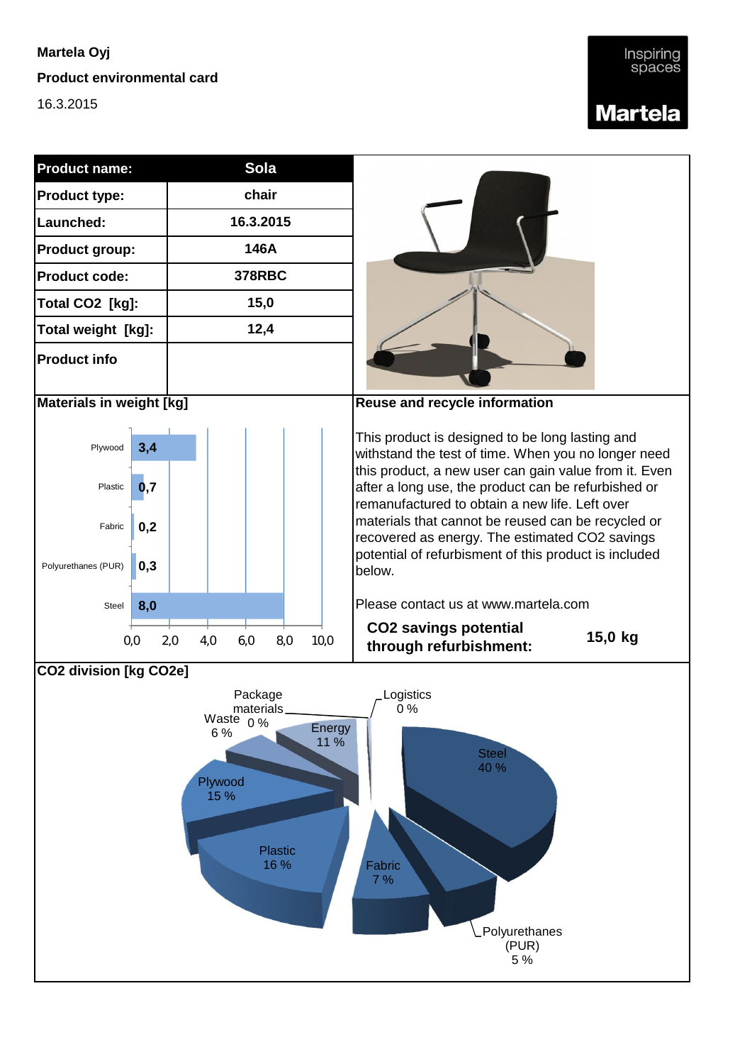**Martela Oyj**

**Product environmental card**

16.3.2015

Inspiring spaces

**Martela**

| **Product name:** | **Sola** |
|---|---|
| **Product type:** | chair |
| **Launched:** | 16.3.2015 |
| **Product group:** | 146A |
| **Product code:** | 378RBC |
| **Total CO2 [kg]:** | 15,0 |
| **Total weight [kg]:** | 12,4 |
| **Product info** | |

**Materials in weight [kg]**

| Material | Weight [kg] |
|---|---|
| Plywood | 3,4 |
| Plastic | 0,7 |
| Fabric | 0,2 |
| Polyurethanes (PUR) | 0,3 |
| Steel | 8,0 |

**Reuse and recycle information**

This product is designed to be long lasting and withstand the test of time. When you no longer need this product, a new user can gain value from it. Even after a long use, the product can be refurbished or remanufactured to obtain a new life. Left over materials that cannot be reused can be recycled or recovered as energy. The estimated CO2 savings potential of refurbishment of this product is included below.

Please contact us at www.martela.com

**CO2 savings potential through refurbishment:** **15,0 kg**

**CO2 division [kg CO2e]**

| Category | Share |
|---|---|
| Steel | 40 % |
| Polyurethanes (PUR) | 5 % |
| Fabric | 7 % |
| Plastic | 16 % |
| Plywood | 15 % |
| Waste | 6 % |
| Package materials | 0 % |
| Energy | 11 % |
| Logistics | 0 % |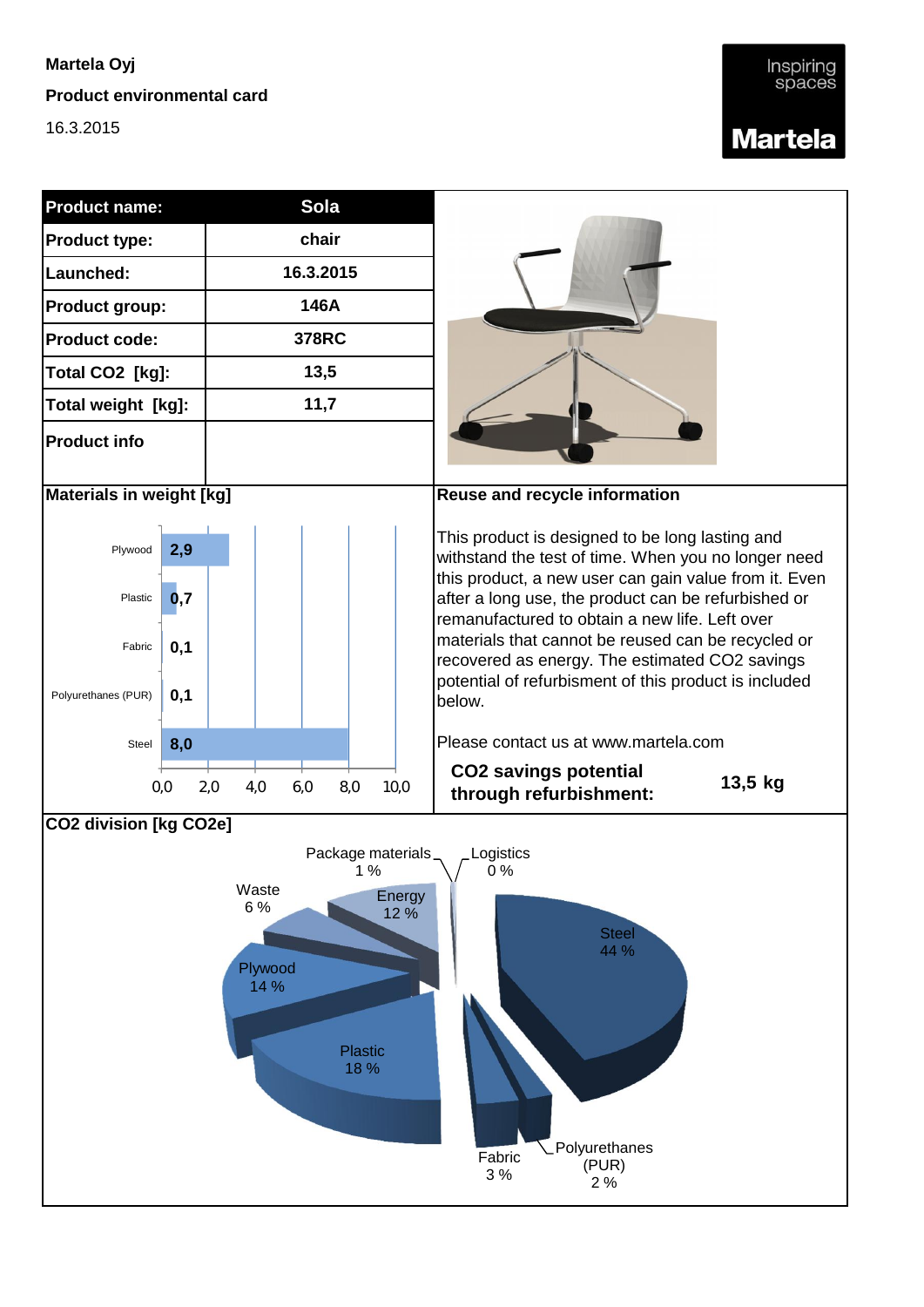Martela Oyj

**Product environmental card**

16.3.2015

Inspiring spaces

**Martela**

| **Product name:** | **Sola** |
| --- | --- |
| **Product type:** | chair |
| **Launched:** | 16.3.2015 |
| **Product group:** | 146A |
| **Product code:** | 378RC |
| **Total CO2 [kg]:** | 13,5 |
| **Total weight [kg]:** | 11,7 |
| **Product info** | |

**Materials in weight [kg]**

| Material | Weight [kg] |
| --- | --- |
| Plywood | 2,9 |
| Plastic | 0,7 |
| Fabric | 0,1 |
| Polyurethanes (PUR) | 0,1 |
| Steel | 8,0 |

**Reuse and recycle information**

This product is designed to be long lasting and withstand the test of time. When you no longer need this product, a new user can gain value from it. Even after a long use, the product can be refurbished or remanufactured to obtain a new life. Left over materials that cannot be reused can be recycled or recovered as energy. The estimated CO2 savings potential of refurbisment of this product is included below.

Please contact us at www.martela.com

**CO2 savings potential through refurbishment:** **13,5 kg**

**CO2 division [kg CO2e]**

| Category | Share |
| --- | --- |
| Package materials | 1 % |
| Logistics | 0 % |
| Steel | 44 % |
| Polyurethanes (PUR) | 2 % |
| Fabric | 3 % |
| Plastic | 18 % |
| Plywood | 14 % |
| Waste | 6 % |
| Energy | 12 % |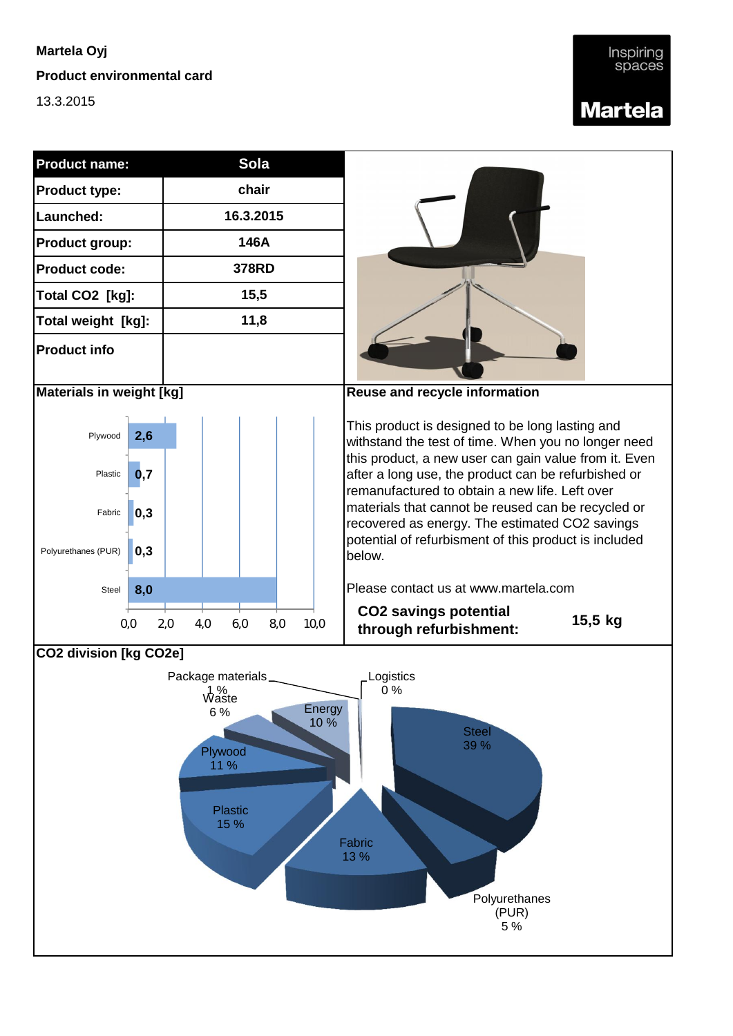**Martela Oyj**

**Product environmental card**

13.3.2015

Inspiring spaces

**Martela**

| | |
|---|---|
| **Product name:** | **Sola** |
| **Product type:** | **chair** |
| **Launched:** | **16.3.2015** |
| **Product group:** | **146A** |
| **Product code:** | **378RD** |
| **Total CO2 [kg]:** | **15,5** |
| **Total weight [kg]:** | **11,8** |
| **Product info** | |

**Materials in weight [kg]**

Plywood 2,6
Plastic 0,7
Fabric 0,3
Polyurethanes (PUR) 0,3
Steel 8,0

0,0 2,0 4,0 6,0 8,0 10,0

**Reuse and recycle information**

This product is designed to be long lasting and withstand the test of time. When you no longer need this product, a new user can gain value from it. Even after a long use, the product can be refurbished or remanufactured to obtain a new life. Left over materials that cannot be reused can be recycled or recovered as energy. The estimated CO2 savings potential of refurbishment of this product is included below.

Please contact us at www.martela.com

**CO2 savings potential through refurbishment:** **15,5 kg**

**CO2 division [kg CO2e]**

Package materials 1 %
Logistics 0 %
Waste 6 %
Energy 10 %
Steel 39 %
Plywood 11 %
Plastic 15 %
Fabric 13 %
Polyurethanes (PUR) 5 %